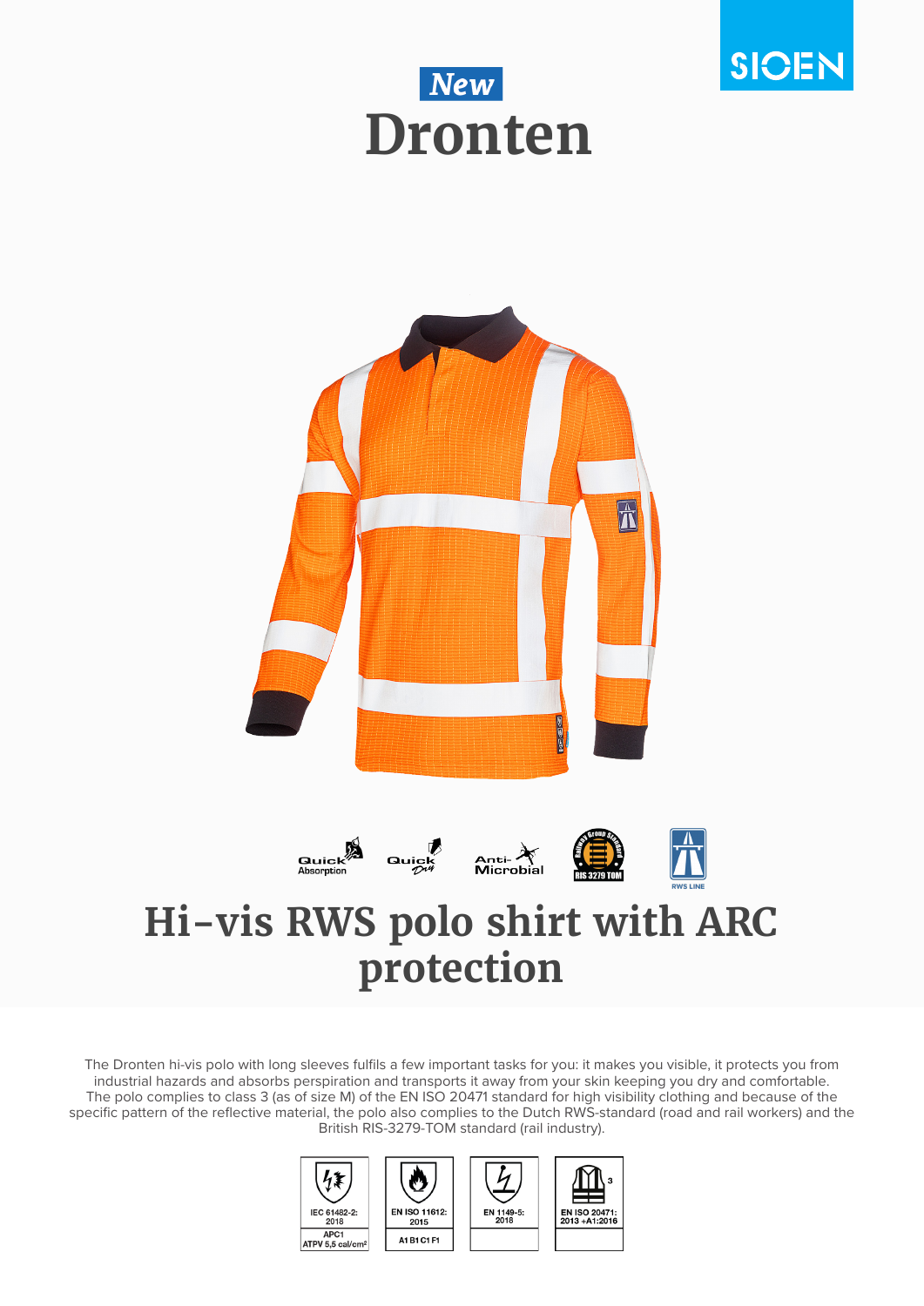SIOEN

*New*

# Dronten

Quick Absorption · Quick Dry · Anti-Microbial · RIS 3279 TOM · RWS LINE

## Hi-vis RWS polo shirt with ARC protection

The Dronten hi-vis polo with long sleeves fulfils a few important tasks for you: it makes you visible, it protects you from industrial hazards and absorbs perspiration and transports it away from your skin keeping you dry and comfortable. The polo complies to class 3 (as of size M) of the EN ISO 20471 standard for high visibility clothing and because of the specific pattern of the reflective material, the polo also complies to the Dutch RWS-standard (road and rail workers) and the British RIS-3279-TOM standard (rail industry).

| IEC 61482-2: 2018 | EN ISO 11612: 2015 | EN 1149-5: 2018 | EN ISO 20471: 2013 +A1:2016 |
| --- | --- | --- | --- |
| APC1 ATPV 5,5 cal/cm² | A1 B1 C1 F1 | | 3 |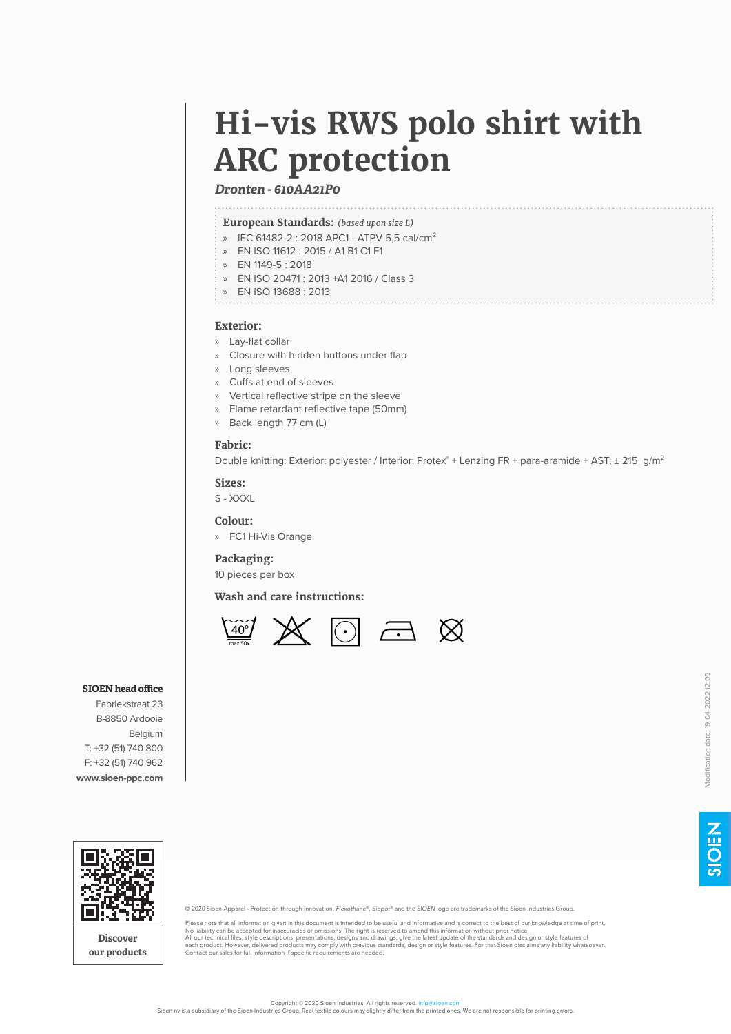# Hi-vis RWS polo shirt with ARC protection

*Dronten - 610AA21P0*

**European Standards:** *(based upon size L)*

- IEC 61482-2 : 2018 APC1 - ATPV 5,5 cal/cm²
- EN ISO 11612 : 2015 / A1 B1 C1 F1
- EN 1149-5 : 2018
- EN ISO 20471 : 2013 +A1 2016 / Class 3
- EN ISO 13688 : 2013

### Exterior:

- Lay-flat collar
- Closure with hidden buttons under flap
- Long sleeves
- Cuffs at end of sleeves
- Vertical reflective stripe on the sleeve
- Flame retardant reflective tape (50mm)
- Back length 77 cm (L)

### Fabric:

Double knitting: Exterior: polyester / Interior: Protex® + Lenzing FR + para-aramide + AST; ± 215 g/m²

### Sizes:

S - XXXL

### Colour:

- FC1 Hi-Vis Orange

### Packaging:

10 pieces per box

### Wash and care instructions:

40° max 50x

**SIOEN head office**

Fabriekstraat 23
B-8850 Ardooie
Belgium
T: +32 (51) 740 800
F: +32 (51) 740 962
**www.sioen-ppc.com**

Modification date: 19-04-2022 12:09

**Discover our products**

© 2020 Sioen Apparel - Protection through Innovation, *Flexothane®*, *Siopor®* and the *SIOEN* logo are trademarks of the Sioen Industries Group.

Please note that all information given in this document is intended to be useful and informative and is correct to the best of our knowledge at time of print. No liability can be accepted for inaccuracies or omissions. The right is reserved to amend this information without prior notice. All our technical files, style descriptions, presentations, designs and drawings, give the latest update of the standards and design or style features of each product. However, delivered products may comply with previous standards, design or style features. For that Sioen disclaims any liability whatsoever. Contact our sales for full information if specific requirements are needed.

Copyright © 2020 Sioen Industries. All rights reserved. info@sioen.com
Sioen nv is a subsidiary of the Sioen Industries Group. Real textile colours may slightly differ from the printed ones. We are not responsible for printing errors.